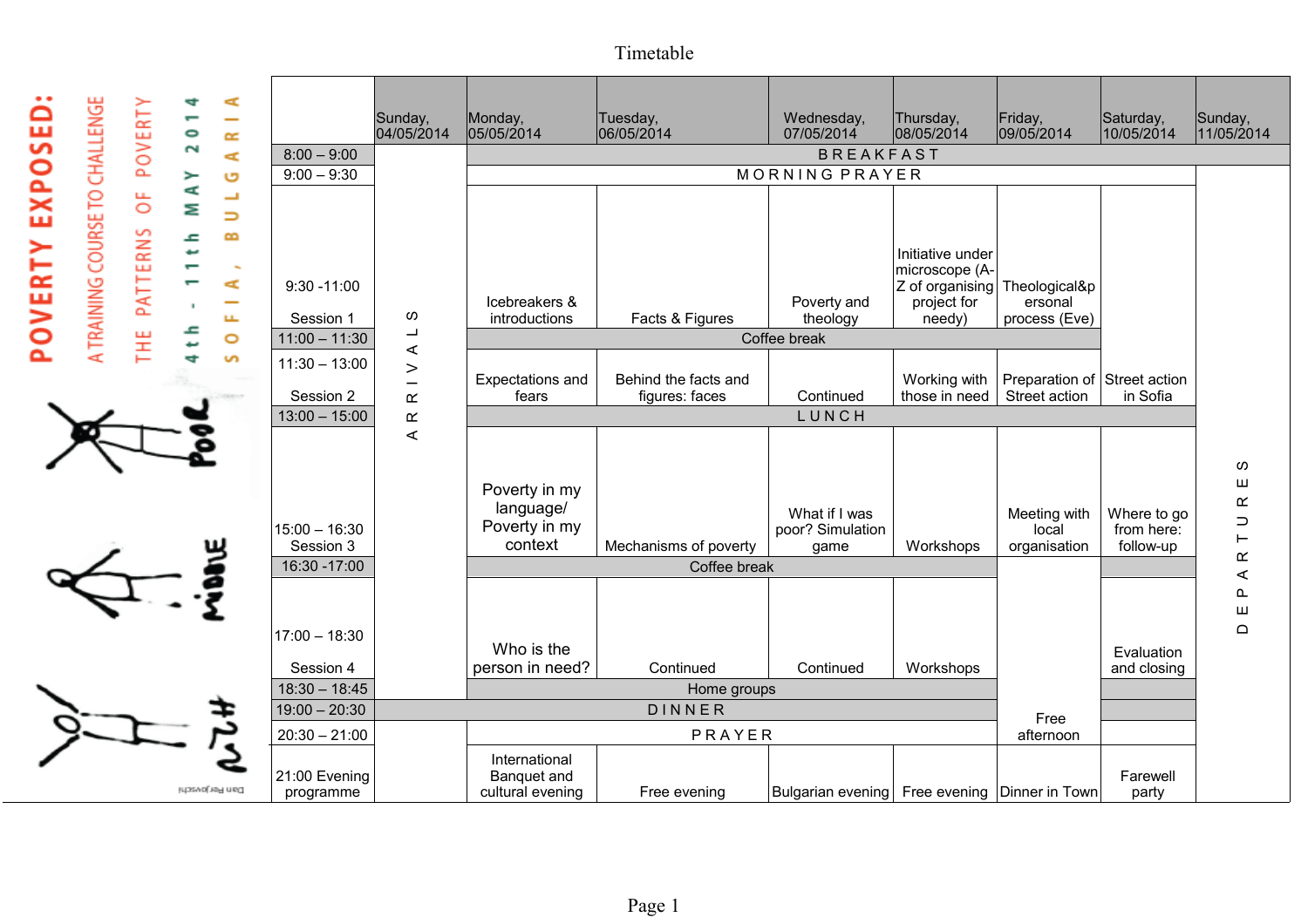# Timetable

POVERTY EXPOSED:

A TRAINING COURSE TO CHALLENGE

THE PATTERNS OF POVERTY

4th - 11th MAY 2014

SOFIA, BULGARIA

| | Sunday, 04/05/2014 | Monday, 05/05/2014 | Tuesday, 06/05/2014 | Wednesday, 07/05/2014 | Thursday, 08/05/2014 | Friday, 09/05/2014 | Saturday, 10/05/2014 | Sunday, 11/05/2014 |
|---|---|---|---|---|---|---|---|---|
| 8:00 – 9:00 | ARRIVALS | BREAKFAST | | | | | | |
| 9:00 – 9:30 | | MORNING PRAYER | | | | | | DEPARTURES |
| 9:30 -11:00 Session 1 | | Icebreakers & introductions | Facts & Figures | Poverty and theology | Initiative under microscope (A-Z of organising project for needy) | Theological&personal process (Eve) | | |
| 11:00 – 11:30 | | Coffee break | | | | | | |
| 11:30 – 13:00 Session 2 | | Expectations and fears | Behind the facts and figures: faces | Continued | Working with those in need | Preparation of Street action | Street action in Sofia | |
| 13:00 – 15:00 | | LUNCH | | | | | | |
| 15:00 – 16:30 Session 3 | | Poverty in my language/ Poverty in my context | Mechanisms of poverty | What if I was poor? Simulation game | Workshops | Meeting with local organisation | Where to go from here: follow-up | |
| 16:30 -17:00 | | Coffee break | | | | Free afternoon | | |
| 17:00 – 18:30 Session 4 | | Who is the person in need? | Continued | Continued | Workshops | | Evaluation and closing | |
| 18:30 – 18:45 | | Home groups | | | | | | |
| 19:00 – 20:30 | DINNER | | | | | | | |
| 20:30 – 21:00 | | PRAYER | | | | | | |
| 21:00 Evening programme | | International Banquet and cultural evening | Free evening | Bulgarian evening | Free evening | Dinner in Town | Farewell party | |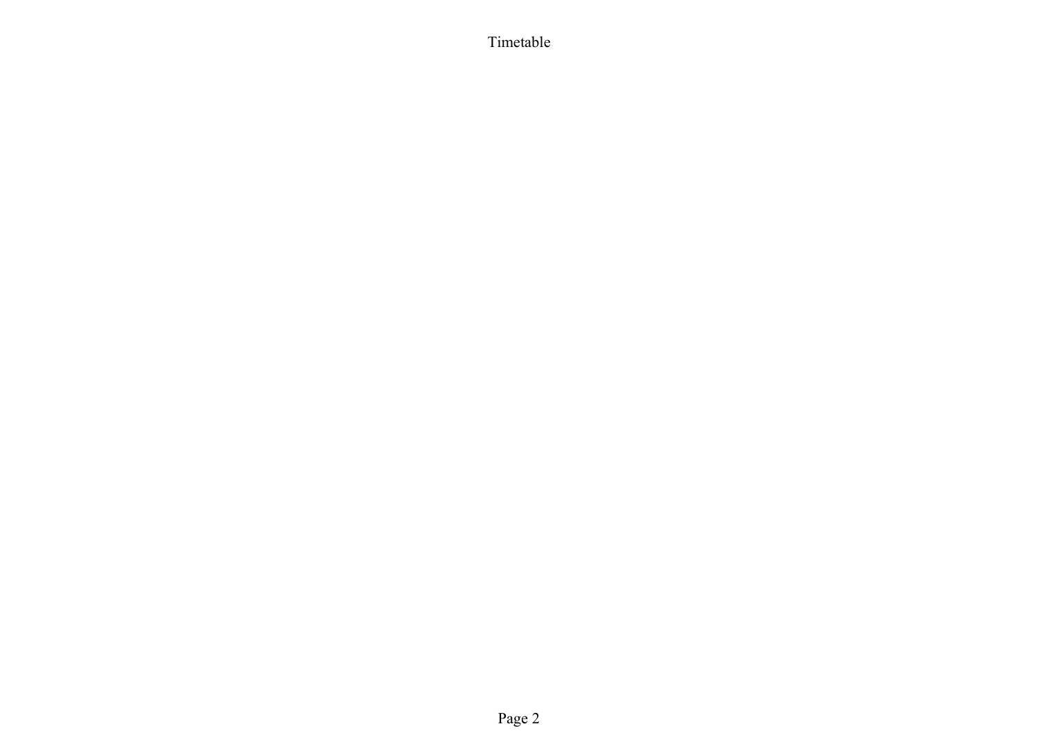Timetable